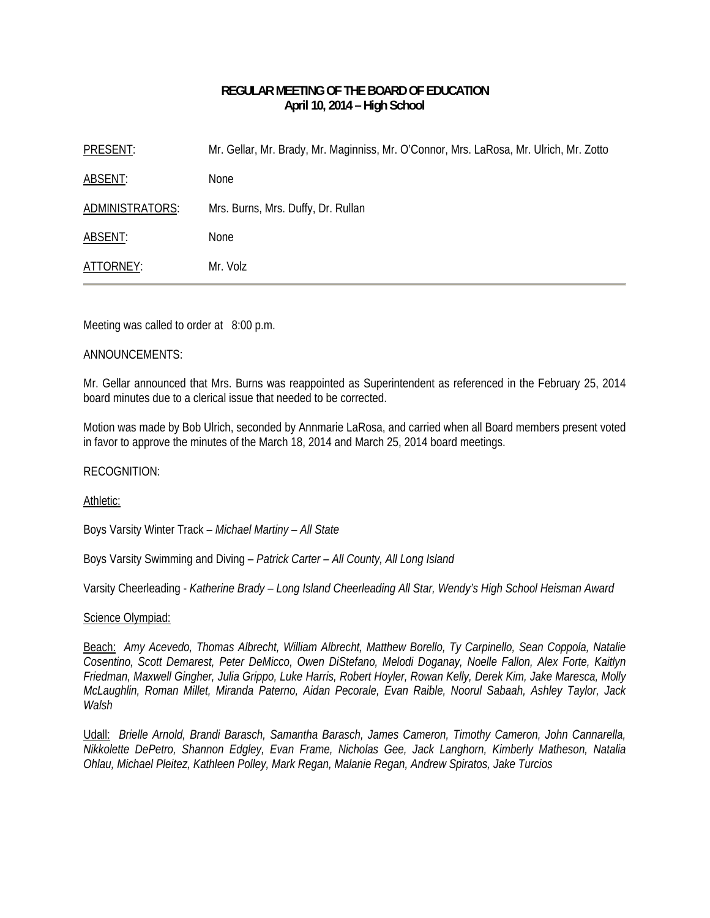# REGULAR MEETING OF THE BOARD OF EDUCATION
## April 10, 2014 – High School

| | |
|---|---|
| PRESENT: | Mr. Gellar, Mr. Brady, Mr. Maginniss, Mr. O'Connor, Mrs. LaRosa, Mr. Ulrich, Mr. Zotto |
| ABSENT: | None |
| ADMINISTRATORS: | Mrs. Burns, Mrs. Duffy, Dr. Rullan |
| ABSENT: | None |
| ATTORNEY: | Mr. Volz |

Meeting was called to order at 8:00 p.m.

ANNOUNCEMENTS:

Mr. Gellar announced that Mrs. Burns was reappointed as Superintendent as referenced in the February 25, 2014 board minutes due to a clerical issue that needed to be corrected.

Motion was made by Bob Ulrich, seconded by Annmarie LaRosa, and carried when all Board members present voted in favor to approve the minutes of the March 18, 2014 and March 25, 2014 board meetings.

RECOGNITION:

Athletic:

Boys Varsity Winter Track – *Michael Martiny – All State*

Boys Varsity Swimming and Diving – *Patrick Carter – All County, All Long Island*

Varsity Cheerleading - *Katherine Brady – Long Island Cheerleading All Star, Wendy's High School Heisman Award*

Science Olympiad:

Beach: *Amy Acevedo, Thomas Albrecht, William Albrecht, Matthew Borello, Ty Carpinello, Sean Coppola, Natalie Cosentino, Scott Demarest, Peter DeMicco, Owen DiStefano, Melodi Doganay, Noelle Fallon, Alex Forte, Kaitlyn Friedman, Maxwell Gingher, Julia Grippo, Luke Harris, Robert Hoyler, Rowan Kelly, Derek Kim, Jake Maresca, Molly McLaughlin, Roman Millet, Miranda Paterno, Aidan Pecorale, Evan Raible, Noorul Sabaah, Ashley Taylor, Jack Walsh*

Udall: *Brielle Arnold, Brandi Barasch, Samantha Barasch, James Cameron, Timothy Cameron, John Cannarella, Nikkolette DePetro, Shannon Edgley, Evan Frame, Nicholas Gee, Jack Langhorn, Kimberly Matheson, Natalia Ohlau, Michael Pleitez, Kathleen Polley, Mark Regan, Malanie Regan, Andrew Spiratos, Jake Turcios*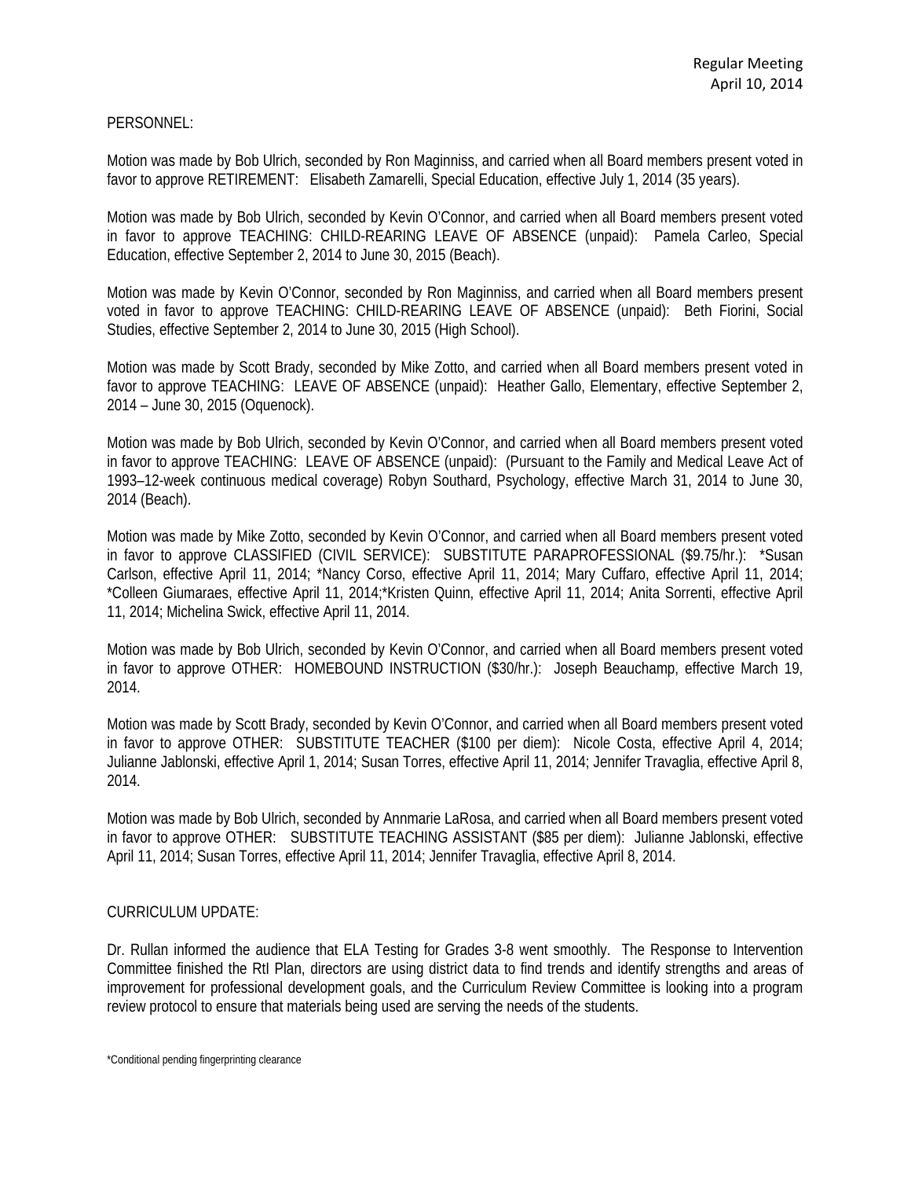PERSONNEL:

Motion was made by Bob Ulrich, seconded by Ron Maginniss, and carried when all Board members present voted in favor to approve RETIREMENT: Elisabeth Zamarelli, Special Education, effective July 1, 2014 (35 years).

Motion was made by Bob Ulrich, seconded by Kevin O'Connor, and carried when all Board members present voted in favor to approve TEACHING: CHILD-REARING LEAVE OF ABSENCE (unpaid): Pamela Carleo, Special Education, effective September 2, 2014 to June 30, 2015 (Beach).

Motion was made by Kevin O'Connor, seconded by Ron Maginniss, and carried when all Board members present voted in favor to approve TEACHING: CHILD-REARING LEAVE OF ABSENCE (unpaid): Beth Fiorini, Social Studies, effective September 2, 2014 to June 30, 2015 (High School).

Motion was made by Scott Brady, seconded by Mike Zotto, and carried when all Board members present voted in favor to approve TEACHING: LEAVE OF ABSENCE (unpaid): Heather Gallo, Elementary, effective September 2, 2014 – June 30, 2015 (Oquenock).

Motion was made by Bob Ulrich, seconded by Kevin O'Connor, and carried when all Board members present voted in favor to approve TEACHING: LEAVE OF ABSENCE (unpaid): (Pursuant to the Family and Medical Leave Act of 1993–12-week continuous medical coverage) Robyn Southard, Psychology, effective March 31, 2014 to June 30, 2014 (Beach).

Motion was made by Mike Zotto, seconded by Kevin O'Connor, and carried when all Board members present voted in favor to approve CLASSIFIED (CIVIL SERVICE): SUBSTITUTE PARAPROFESSIONAL ($9.75/hr.): *Susan Carlson, effective April 11, 2014; *Nancy Corso, effective April 11, 2014; Mary Cuffaro, effective April 11, 2014; *Colleen Giumaraes, effective April 11, 2014;*Kristen Quinn, effective April 11, 2014; Anita Sorrenti, effective April 11, 2014; Michelina Swick, effective April 11, 2014.

Motion was made by Bob Ulrich, seconded by Kevin O'Connor, and carried when all Board members present voted in favor to approve OTHER: HOMEBOUND INSTRUCTION ($30/hr.): Joseph Beauchamp, effective March 19, 2014.

Motion was made by Scott Brady, seconded by Kevin O'Connor, and carried when all Board members present voted in favor to approve OTHER: SUBSTITUTE TEACHER ($100 per diem): Nicole Costa, effective April 4, 2014; Julianne Jablonski, effective April 1, 2014; Susan Torres, effective April 11, 2014; Jennifer Travaglia, effective April 8, 2014.

Motion was made by Bob Ulrich, seconded by Annmarie LaRosa, and carried when all Board members present voted in favor to approve OTHER: SUBSTITUTE TEACHING ASSISTANT ($85 per diem): Julianne Jablonski, effective April 11, 2014; Susan Torres, effective April 11, 2014; Jennifer Travaglia, effective April 8, 2014.

CURRICULUM UPDATE:

Dr. Rullan informed the audience that ELA Testing for Grades 3-8 went smoothly. The Response to Intervention Committee finished the RtI Plan, directors are using district data to find trends and identify strengths and areas of improvement for professional development goals, and the Curriculum Review Committee is looking into a program review protocol to ensure that materials being used are serving the needs of the students.

*Conditional pending fingerprinting clearance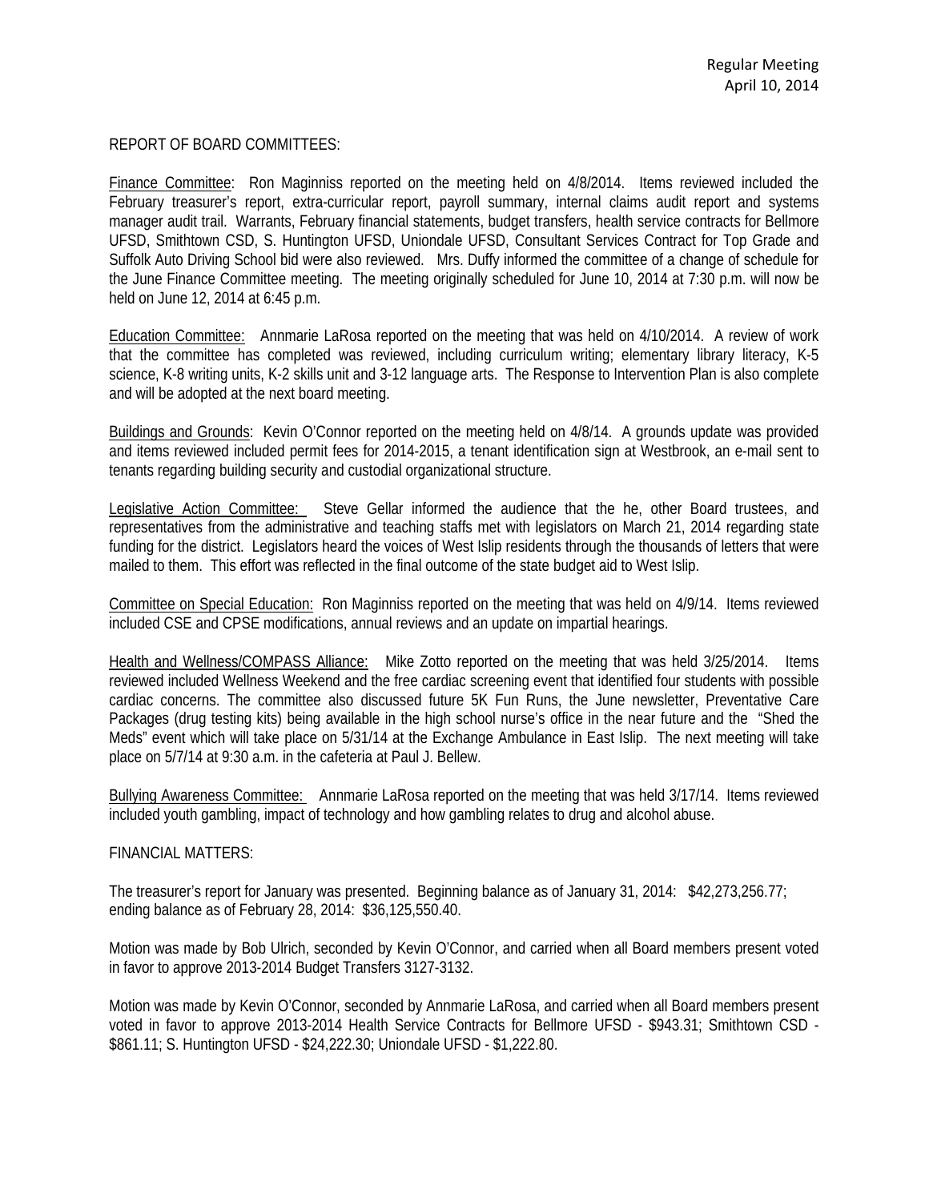REPORT OF BOARD COMMITTEES:

Finance Committee: Ron Maginniss reported on the meeting held on 4/8/2014. Items reviewed included the February treasurer's report, extra-curricular report, payroll summary, internal claims audit report and systems manager audit trail. Warrants, February financial statements, budget transfers, health service contracts for Bellmore UFSD, Smithtown CSD, S. Huntington UFSD, Uniondale UFSD, Consultant Services Contract for Top Grade and Suffolk Auto Driving School bid were also reviewed. Mrs. Duffy informed the committee of a change of schedule for the June Finance Committee meeting. The meeting originally scheduled for June 10, 2014 at 7:30 p.m. will now be held on June 12, 2014 at 6:45 p.m.

Education Committee: Annmarie LaRosa reported on the meeting that was held on 4/10/2014. A review of work that the committee has completed was reviewed, including curriculum writing; elementary library literacy, K-5 science, K-8 writing units, K-2 skills unit and 3-12 language arts. The Response to Intervention Plan is also complete and will be adopted at the next board meeting.

Buildings and Grounds: Kevin O'Connor reported on the meeting held on 4/8/14. A grounds update was provided and items reviewed included permit fees for 2014-2015, a tenant identification sign at Westbrook, an e-mail sent to tenants regarding building security and custodial organizational structure.

Legislative Action Committee: Steve Gellar informed the audience that the he, other Board trustees, and representatives from the administrative and teaching staffs met with legislators on March 21, 2014 regarding state funding for the district. Legislators heard the voices of West Islip residents through the thousands of letters that were mailed to them. This effort was reflected in the final outcome of the state budget aid to West Islip.

Committee on Special Education: Ron Maginniss reported on the meeting that was held on 4/9/14. Items reviewed included CSE and CPSE modifications, annual reviews and an update on impartial hearings.

Health and Wellness/COMPASS Alliance: Mike Zotto reported on the meeting that was held 3/25/2014. Items reviewed included Wellness Weekend and the free cardiac screening event that identified four students with possible cardiac concerns. The committee also discussed future 5K Fun Runs, the June newsletter, Preventative Care Packages (drug testing kits) being available in the high school nurse's office in the near future and the "Shed the Meds" event which will take place on 5/31/14 at the Exchange Ambulance in East Islip. The next meeting will take place on 5/7/14 at 9:30 a.m. in the cafeteria at Paul J. Bellew.

Bullying Awareness Committee: Annmarie LaRosa reported on the meeting that was held 3/17/14. Items reviewed included youth gambling, impact of technology and how gambling relates to drug and alcohol abuse.

FINANCIAL MATTERS:

The treasurer's report for January was presented. Beginning balance as of January 31, 2014: $42,273,256.77; ending balance as of February 28, 2014: $36,125,550.40.

Motion was made by Bob Ulrich, seconded by Kevin O'Connor, and carried when all Board members present voted in favor to approve 2013-2014 Budget Transfers 3127-3132.

Motion was made by Kevin O'Connor, seconded by Annmarie LaRosa, and carried when all Board members present voted in favor to approve 2013-2014 Health Service Contracts for Bellmore UFSD - $943.31; Smithtown CSD - $861.11; S. Huntington UFSD - $24,222.30; Uniondale UFSD - $1,222.80.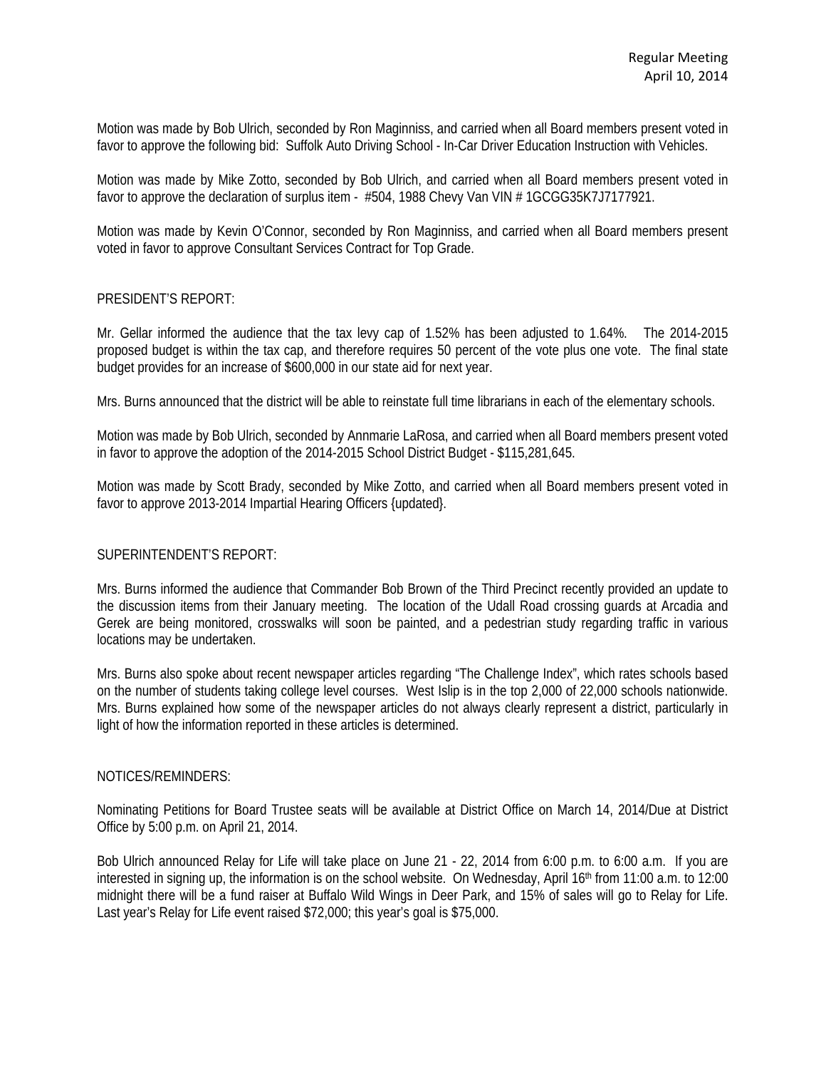Motion was made by Bob Ulrich, seconded by Ron Maginniss, and carried when all Board members present voted in favor to approve the following bid: Suffolk Auto Driving School - In-Car Driver Education Instruction with Vehicles.

Motion was made by Mike Zotto, seconded by Bob Ulrich, and carried when all Board members present voted in favor to approve the declaration of surplus item - #504, 1988 Chevy Van VIN # 1GCGG35K7J7177921.

Motion was made by Kevin O'Connor, seconded by Ron Maginniss, and carried when all Board members present voted in favor to approve Consultant Services Contract for Top Grade.

PRESIDENT'S REPORT:

Mr. Gellar informed the audience that the tax levy cap of 1.52% has been adjusted to 1.64%. The 2014-2015 proposed budget is within the tax cap, and therefore requires 50 percent of the vote plus one vote. The final state budget provides for an increase of $600,000 in our state aid for next year.

Mrs. Burns announced that the district will be able to reinstate full time librarians in each of the elementary schools.

Motion was made by Bob Ulrich, seconded by Annmarie LaRosa, and carried when all Board members present voted in favor to approve the adoption of the 2014-2015 School District Budget - $115,281,645.

Motion was made by Scott Brady, seconded by Mike Zotto, and carried when all Board members present voted in favor to approve 2013-2014 Impartial Hearing Officers {updated}.

SUPERINTENDENT'S REPORT:

Mrs. Burns informed the audience that Commander Bob Brown of the Third Precinct recently provided an update to the discussion items from their January meeting. The location of the Udall Road crossing guards at Arcadia and Gerek are being monitored, crosswalks will soon be painted, and a pedestrian study regarding traffic in various locations may be undertaken.

Mrs. Burns also spoke about recent newspaper articles regarding "The Challenge Index", which rates schools based on the number of students taking college level courses. West Islip is in the top 2,000 of 22,000 schools nationwide. Mrs. Burns explained how some of the newspaper articles do not always clearly represent a district, particularly in light of how the information reported in these articles is determined.

NOTICES/REMINDERS:

Nominating Petitions for Board Trustee seats will be available at District Office on March 14, 2014/Due at District Office by 5:00 p.m. on April 21, 2014.

Bob Ulrich announced Relay for Life will take place on June 21 - 22, 2014 from 6:00 p.m. to 6:00 a.m. If you are interested in signing up, the information is on the school website. On Wednesday, April 16th from 11:00 a.m. to 12:00 midnight there will be a fund raiser at Buffalo Wild Wings in Deer Park, and 15% of sales will go to Relay for Life. Last year's Relay for Life event raised $72,000; this year's goal is $75,000.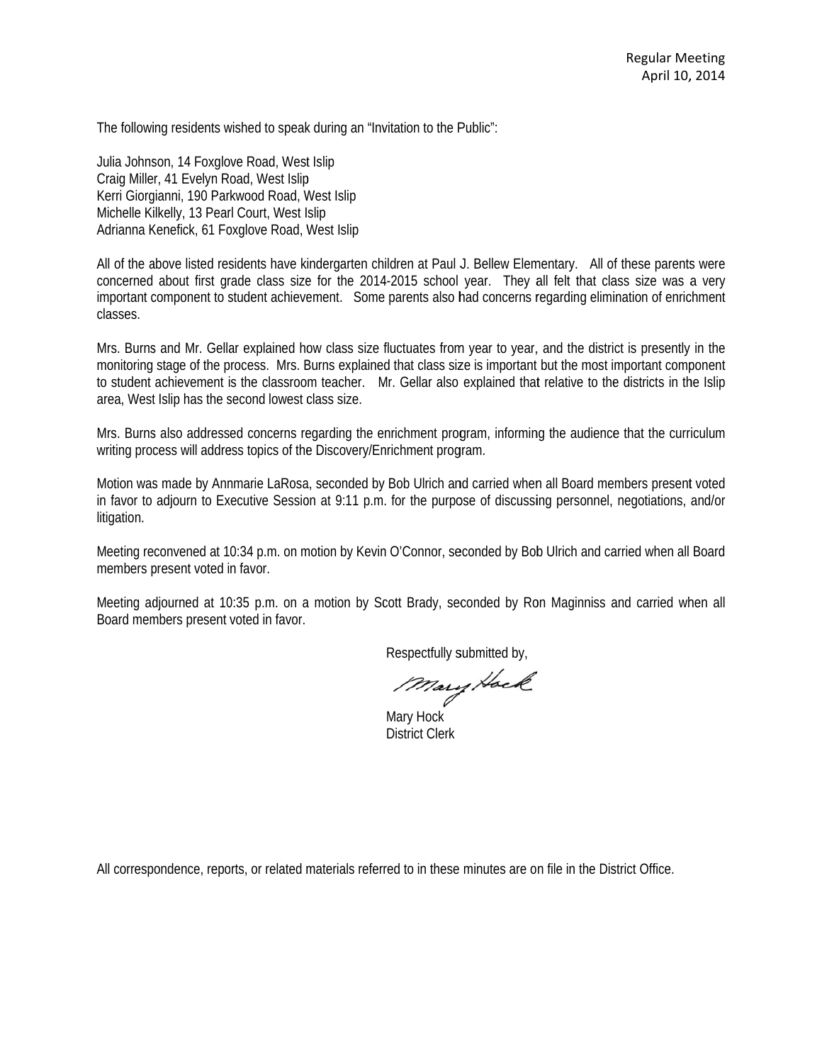The following residents wished to speak during an "Invitation to the Public":

Julia Johnson, 14 Foxglove Road, West Islip
Craig Miller, 41 Evelyn Road, West Islip
Kerri Giorgianni, 190 Parkwood Road, West Islip
Michelle Kilkelly, 13 Pearl Court, West Islip
Adrianna Kenefick, 61 Foxglove Road, West Islip

All of the above listed residents have kindergarten children at Paul J. Bellew Elementary. All of these parents were concerned about first grade class size for the 2014-2015 school year. They all felt that class size was a very important component to student achievement. Some parents also had concerns regarding elimination of enrichment classes.

Mrs. Burns and Mr. Gellar explained how class size fluctuates from year to year, and the district is presently in the monitoring stage of the process. Mrs. Burns explained that class size is important but the most important component to student achievement is the classroom teacher. Mr. Gellar also explained that relative to the districts in the Islip area, West Islip has the second lowest class size.

Mrs. Burns also addressed concerns regarding the enrichment program, informing the audience that the curriculum writing process will address topics of the Discovery/Enrichment program.

Motion was made by Annmarie LaRosa, seconded by Bob Ulrich and carried when all Board members present voted in favor to adjourn to Executive Session at 9:11 p.m. for the purpose of discussing personnel, negotiations, and/or litigation.

Meeting reconvened at 10:34 p.m. on motion by Kevin O'Connor, seconded by Bob Ulrich and carried when all Board members present voted in favor.

Meeting adjourned at 10:35 p.m. on a motion by Scott Brady, seconded by Ron Maginniss and carried when all Board members present voted in favor.

Respectfully submitted by,

Mary Hock

Mary Hock
District Clerk

All correspondence, reports, or related materials referred to in these minutes are on file in the District Office.